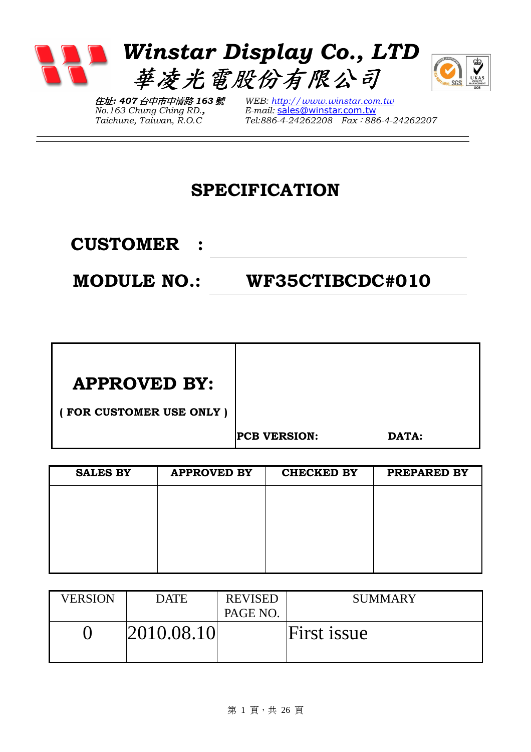# *Winstar Display Co., LTD*

# *華凌光電股份有限公司*

*住址: 407 台中市中清路 163 號*
*No.163 Chung Ching RD.,*
*Taichune, Taiwan, R.O.C*

*WEB: http://www.winstar.com.tw*
*E-mail: sales@winstar.com.tw*
*Tel:886-4-24262208 Fax：886-4-24262207*

---

# SPECIFICATION

## CUSTOMER :

## MODULE NO.: WF35CTIBCDC#010

| **APPROVED BY:** ( FOR CUSTOMER USE ONLY ) | **PCB VERSION:** | **DATA:** |
|---|---|---|

| SALES BY | APPROVED BY | CHECKED BY | PREPARED BY |
|---|---|---|---|
| | | | |

| VERSION | DATE | REVISED PAGE NO. | SUMMARY |
|---|---|---|---|
| 0 | 2010.08.10 | | First issue |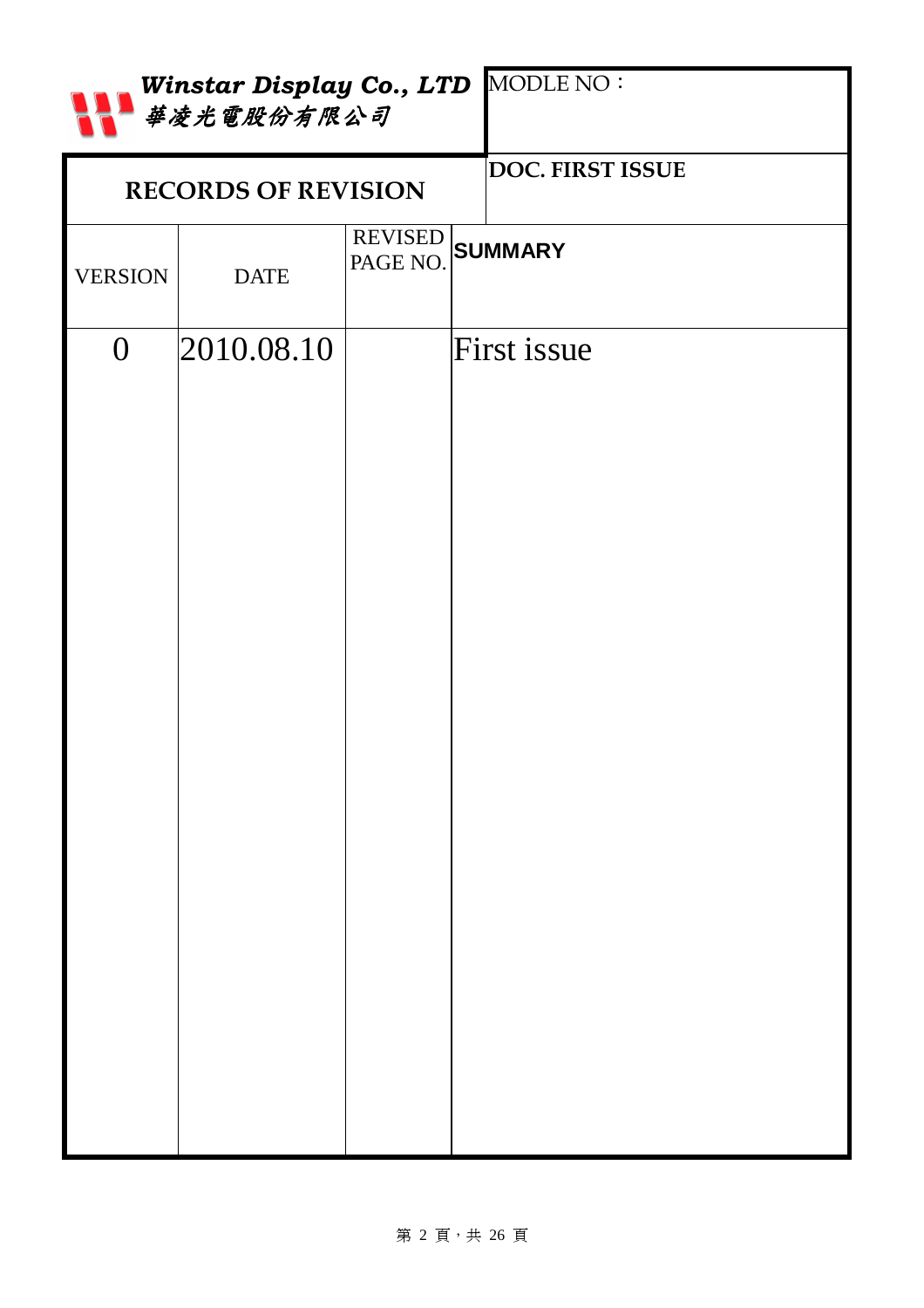*Winstar Display Co., LTD*
*華凌光電股份有限公司*

| MODLE NO： |
|---|
| DOC. FIRST ISSUE |

# RECORDS OF REVISION

| VERSION | DATE | REVISED PAGE NO. | SUMMARY |
|---|---|---|---|
| 0 | 2010.08.10 | | First issue |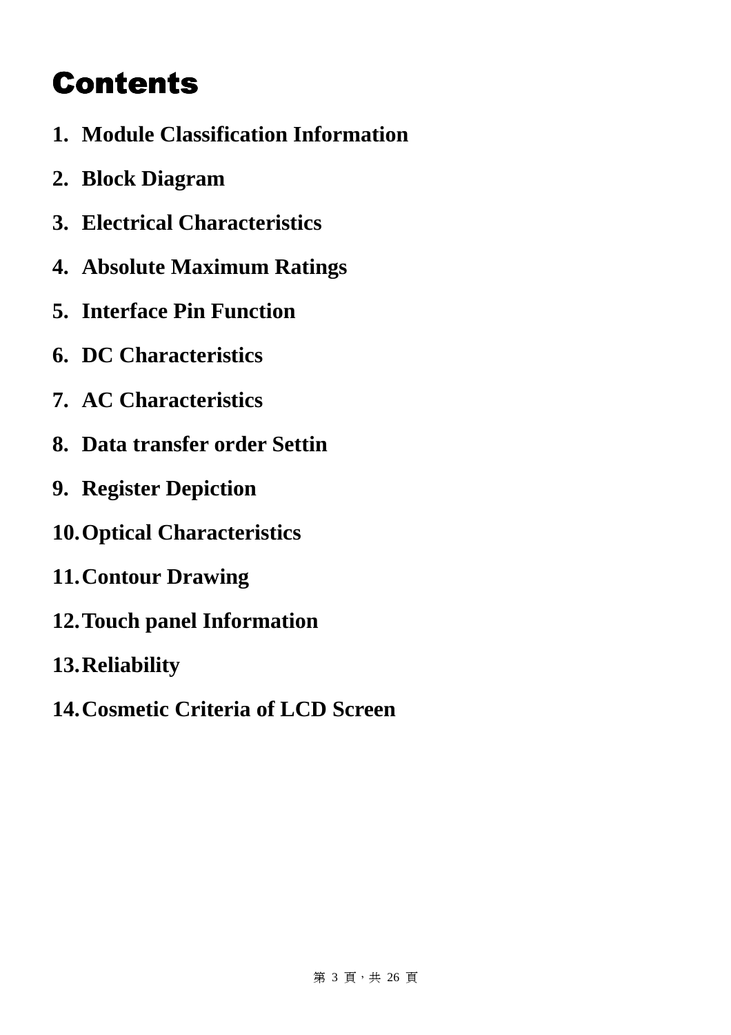# Contents

1. **Module Classification Information**
2. **Block Diagram**
3. **Electrical Characteristics**
4. **Absolute Maximum Ratings**
5. **Interface Pin Function**
6. **DC Characteristics**
7. **AC Characteristics**
8. **Data transfer order Settin**
9. **Register Depiction**
10. **Optical Characteristics**
11. **Contour Drawing**
12. **Touch panel Information**
13. **Reliability**
14. **Cosmetic Criteria of LCD Screen**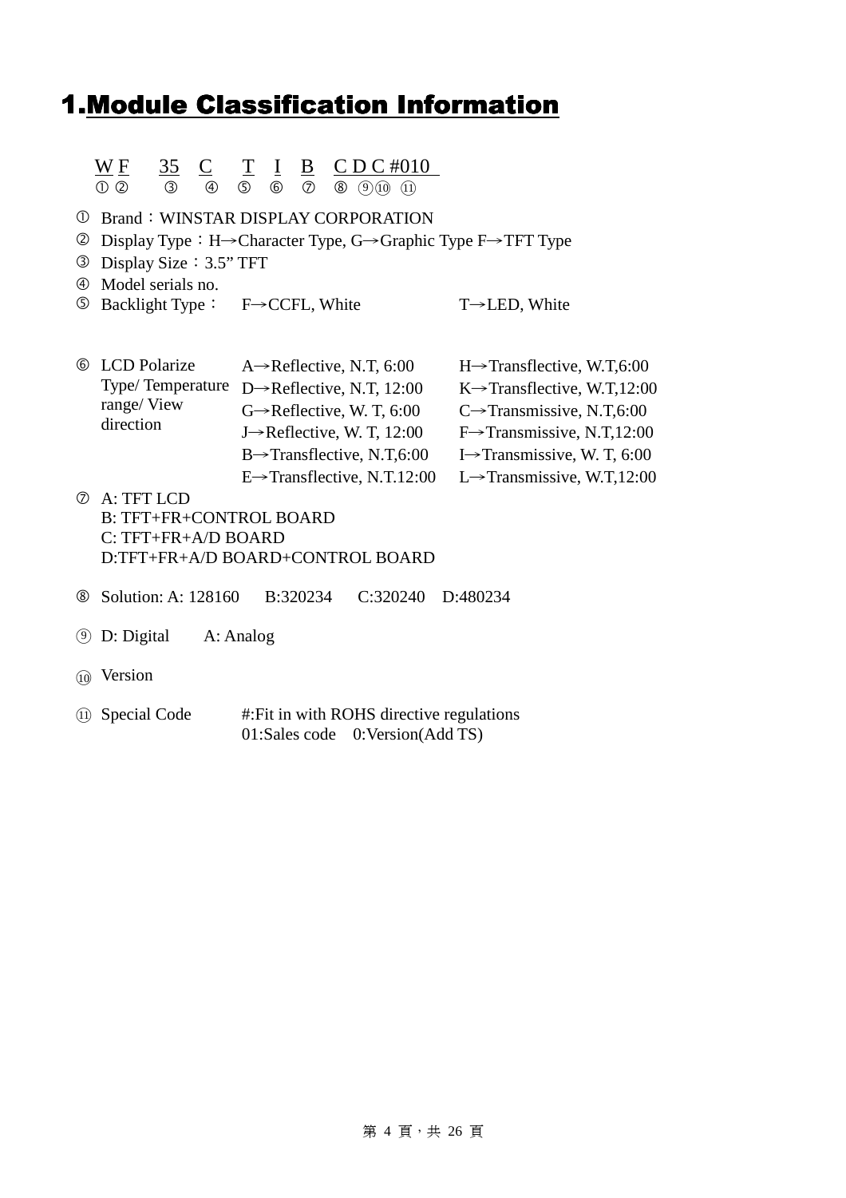# 1.Module Classification Information

| W | F | 35 | C | T | I | B | C | D | C | #010 |
|---|---|---|---|---|---|---|---|---|---|---|
| ① | ② | ③ | ④ | ⑤ | ⑥ | ⑦ | ⑧ | ⑨ | ⑩ | ⑪ |

① Brand：WINSTAR DISPLAY CORPORATION

② Display Type：H→Character Type, G→Graphic Type F→TFT Type

③ Display Size：3.5" TFT

④ Model serials no.

⑤ Backlight Type： F→CCFL, White T→LED, White

⑥ LCD Polarize Type/ Temperature range/ View direction

| | |
|---|---|
| A→Reflective, N.T, 6:00 | H→Transflective, W.T,6:00 |
| D→Reflective, N.T, 12:00 | K→Transflective, W.T,12:00 |
| G→Reflective, W. T, 6:00 | C→Transmissive, N.T,6:00 |
| J→Reflective, W. T, 12:00 | F→Transmissive, N.T,12:00 |
| B→Transflective, N.T,6:00 | I→Transmissive, W. T, 6:00 |
| E→Transflective, N.T.12:00 | L→Transmissive, W.T,12:00 |

⑦ A: TFT LCD
B: TFT+FR+CONTROL BOARD
C: TFT+FR+A/D BOARD
D:TFT+FR+A/D BOARD+CONTROL BOARD

⑧ Solution: A: 128160 B:320234 C:320240 D:480234

⑨ D: Digital A: Analog

⑩ Version

⑪ Special Code #:Fit in with ROHS directive regulations
01:Sales code 0:Version(Add TS)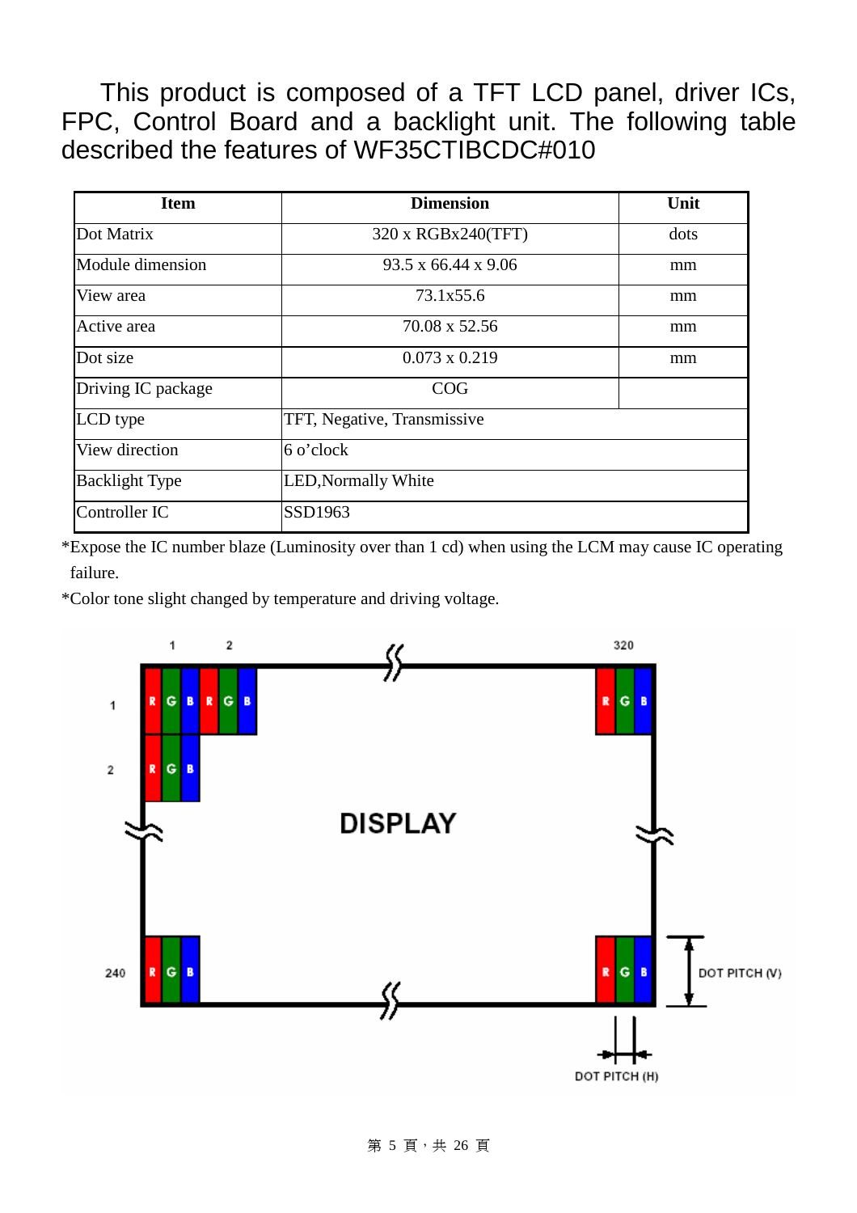This product is composed of a TFT LCD panel, driver ICs, FPC, Control Board and a backlight unit. The following table described the features of WF35CTIBCDC#010

| Item | Dimension | Unit |
|---|---|---|
| Dot Matrix | 320 x RGBx240(TFT) | dots |
| Module dimension | 93.5 x 66.44 x 9.06 | mm |
| View area | 73.1x55.6 | mm |
| Active area | 70.08 x 52.56 | mm |
| Dot size | 0.073 x 0.219 | mm |
| Driving IC package | COG | |
| LCD type | TFT, Negative, Transmissive | |
| View direction | 6 o'clock | |
| Backlight Type | LED,Normally White | |
| Controller IC | SSD1963 | |

*Expose the IC number blaze (Luminosity over than 1 cd) when using the LCM may cause IC operating failure.

*Color tone slight changed by temperature and driving voltage.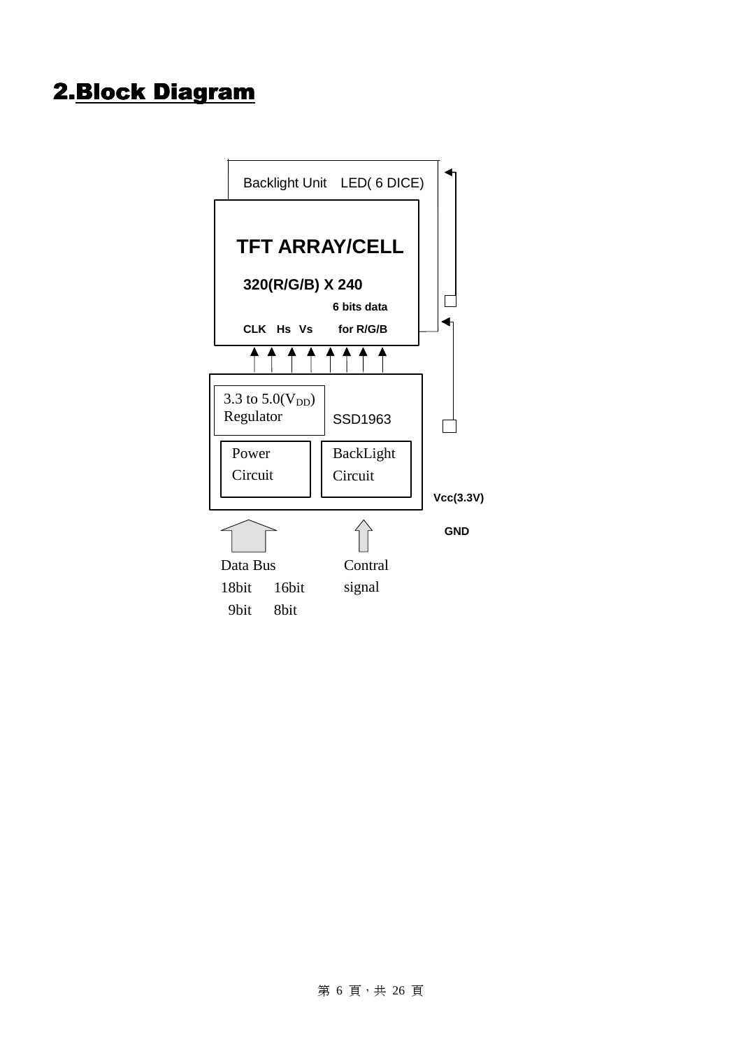## 2.Block Diagram

Backlight Unit LED( 6 DICE)

**TFT ARRAY/CELL**

**320(R/G/B) X 240**

**6 bits data**

**CLK Hs Vs for R/G/B**

3.3 to 5.0($V_{DD}$)
Regulator

SSD1963

Power
Circuit

BackLight
Circuit

**Vcc(3.3V)**

**GND**

Data Bus
18bit 16bit
9bit 8bit

Contral
signal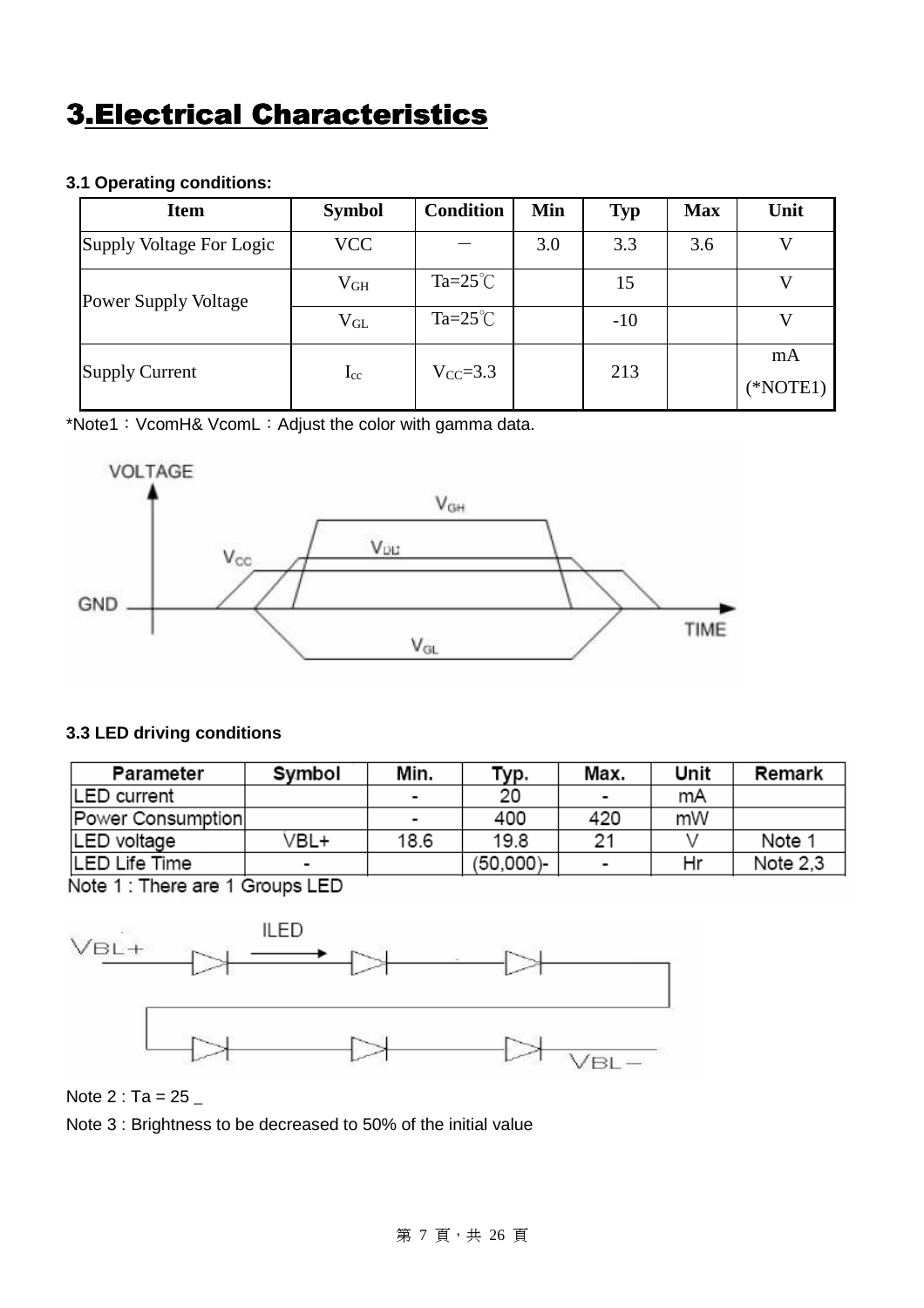# 3.Electrical Characteristics

### 3.1 Operating conditions:

| Item | Symbol | Condition | Min | Typ | Max | Unit |
|---|---|---|---|---|---|---|
| Supply Voltage For Logic | VCC | － | 3.0 | 3.3 | 3.6 | V |
| Power Supply Voltage | $V_{GH}$ | Ta=25℃ | | 15 | | V |
| | $V_{GL}$ | Ta=25℃ | | -10 | | V |
| Supply Current | $I_{cc}$ | $V_{CC}$=3.3 | | 213 | | mA (*NOTE1) |

*Note1：VcomH& VcomL：Adjust the color with gamma data.

### 3.3 LED driving conditions

| Parameter | Symbol | Min. | Typ. | Max. | Unit | Remark |
|---|---|---|---|---|---|---|
| LED current | | - | 20 | - | mA | |
| Power Consumption | | - | 400 | 420 | mW | |
| LED voltage | VBL+ | 18.6 | 19.8 | 21 | V | Note 1 |
| LED Life Time | - | | (50,000)- | - | Hr | Note 2,3 |

Note 1 : There are 1 Groups LED

Note 2 : Ta = 25 _

Note 3 : Brightness to be decreased to 50% of the initial value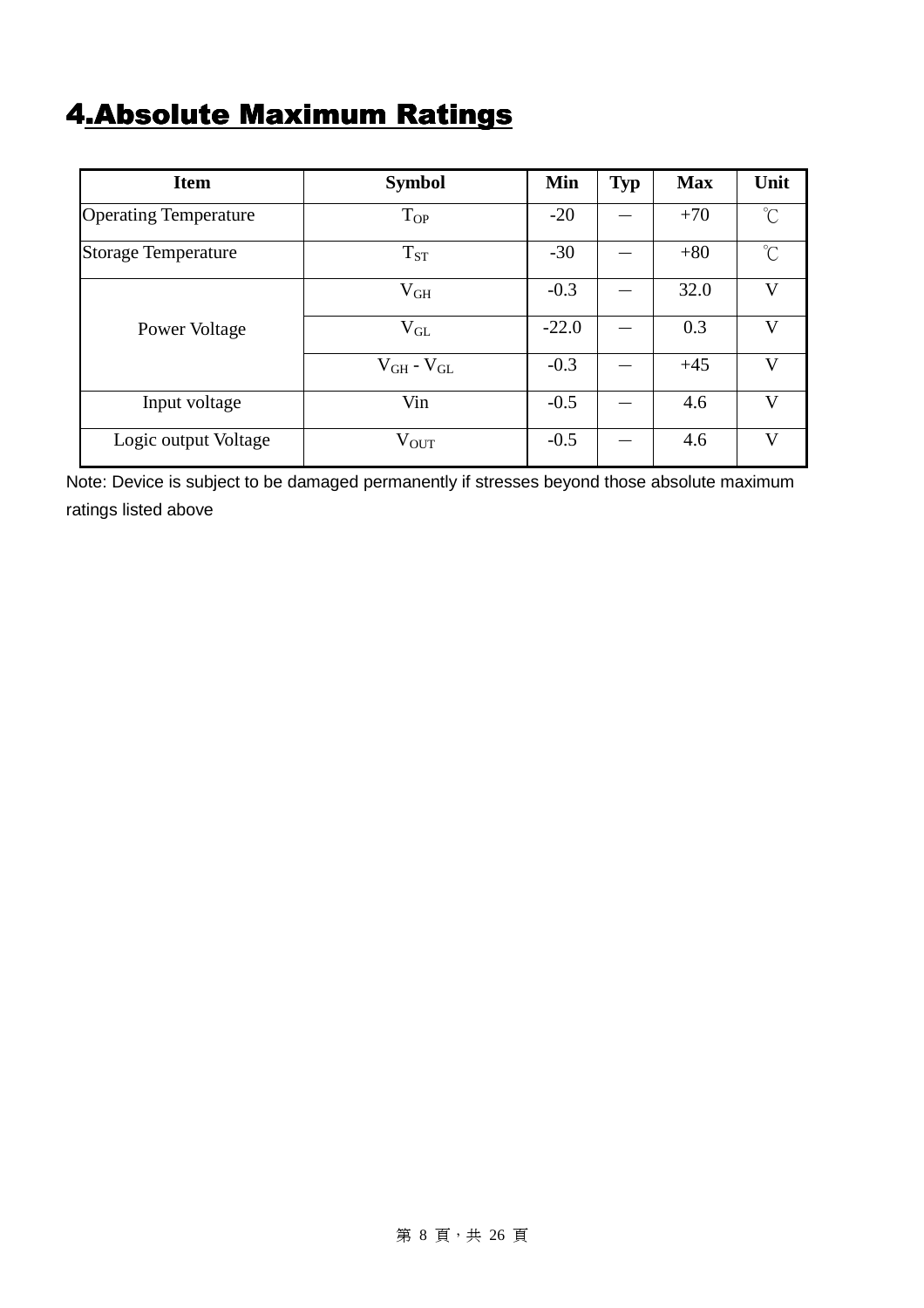# 4.Absolute Maximum Ratings

| Item | Symbol | Min | Typ | Max | Unit |
|---|---|---|---|---|---|
| Operating Temperature | $T_{OP}$ | -20 | — | +70 | ℃ |
| Storage Temperature | $T_{ST}$ | -30 | — | +80 | ℃ |
| Power Voltage | $V_{GH}$ | -0.3 | — | 32.0 | V |
| | $V_{GL}$ | -22.0 | — | 0.3 | V |
| | $V_{GH}$ - $V_{GL}$ | -0.3 | — | +45 | V |
| Input voltage | Vin | -0.5 | — | 4.6 | V |
| Logic output Voltage | $V_{OUT}$ | -0.5 | — | 4.6 | V |

Note: Device is subject to be damaged permanently if stresses beyond those absolute maximum ratings listed above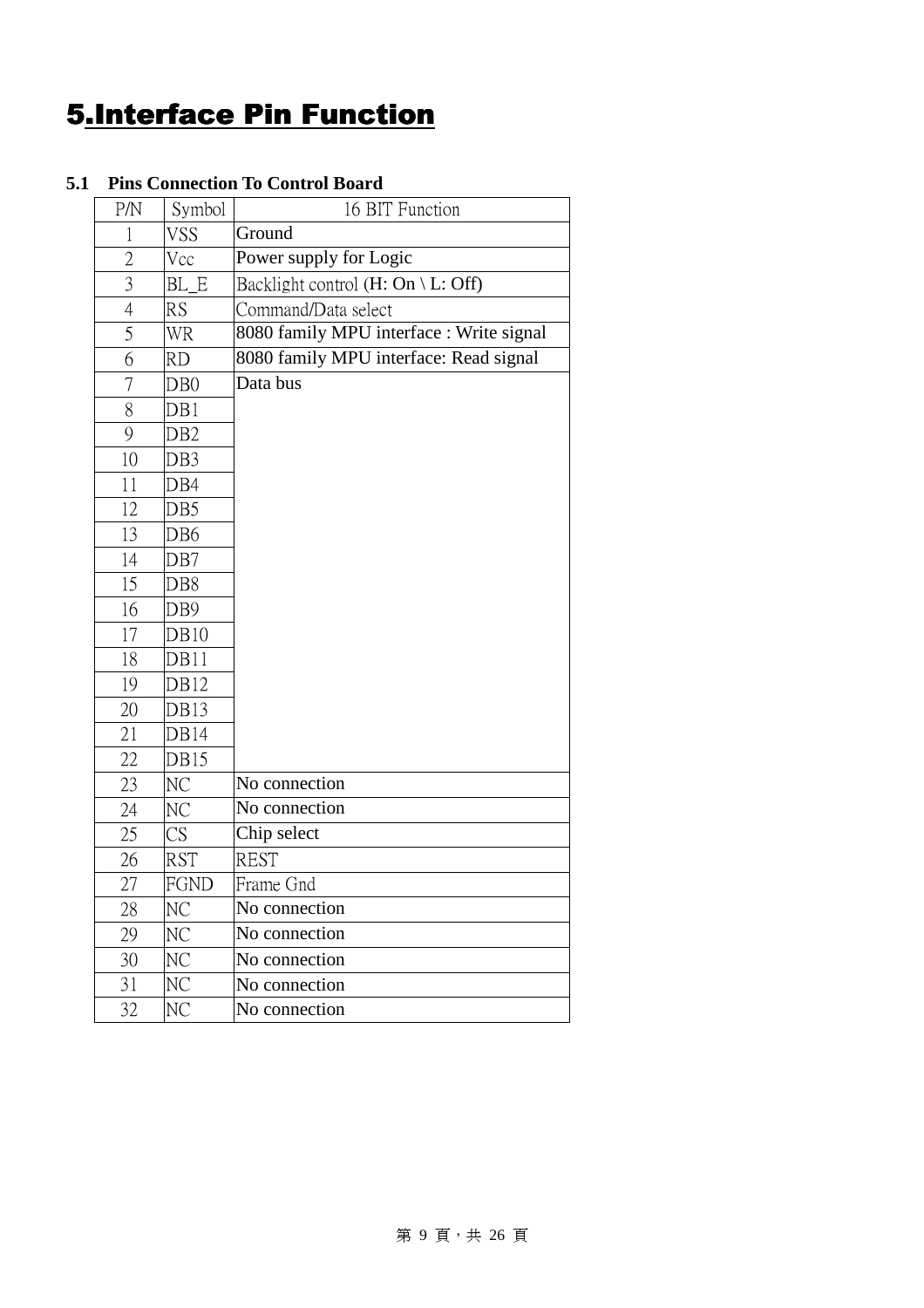# 5.Interface Pin Function

### 5.1 Pins Connection To Control Board

| P/N | Symbol | 16 BIT Function |
|---|---|---|
| 1 | VSS | Ground |
| 2 | Vcc | Power supply for Logic |
| 3 | BL_E | Backlight control (H: On \ L: Off) |
| 4 | RS | Command/Data select |
| 5 | WR | 8080 family MPU interface : Write signal |
| 6 | RD | 8080 family MPU interface: Read signal |
| 7 | DB0 | Data bus |
| 8 | DB1 | |
| 9 | DB2 | |
| 10 | DB3 | |
| 11 | DB4 | |
| 12 | DB5 | |
| 13 | DB6 | |
| 14 | DB7 | |
| 15 | DB8 | |
| 16 | DB9 | |
| 17 | DB10 | |
| 18 | DB11 | |
| 19 | DB12 | |
| 20 | DB13 | |
| 21 | DB14 | |
| 22 | DB15 | |
| 23 | NC | No connection |
| 24 | NC | No connection |
| 25 | CS | Chip select |
| 26 | RST | REST |
| 27 | FGND | Frame Gnd |
| 28 | NC | No connection |
| 29 | NC | No connection |
| 30 | NC | No connection |
| 31 | NC | No connection |
| 32 | NC | No connection |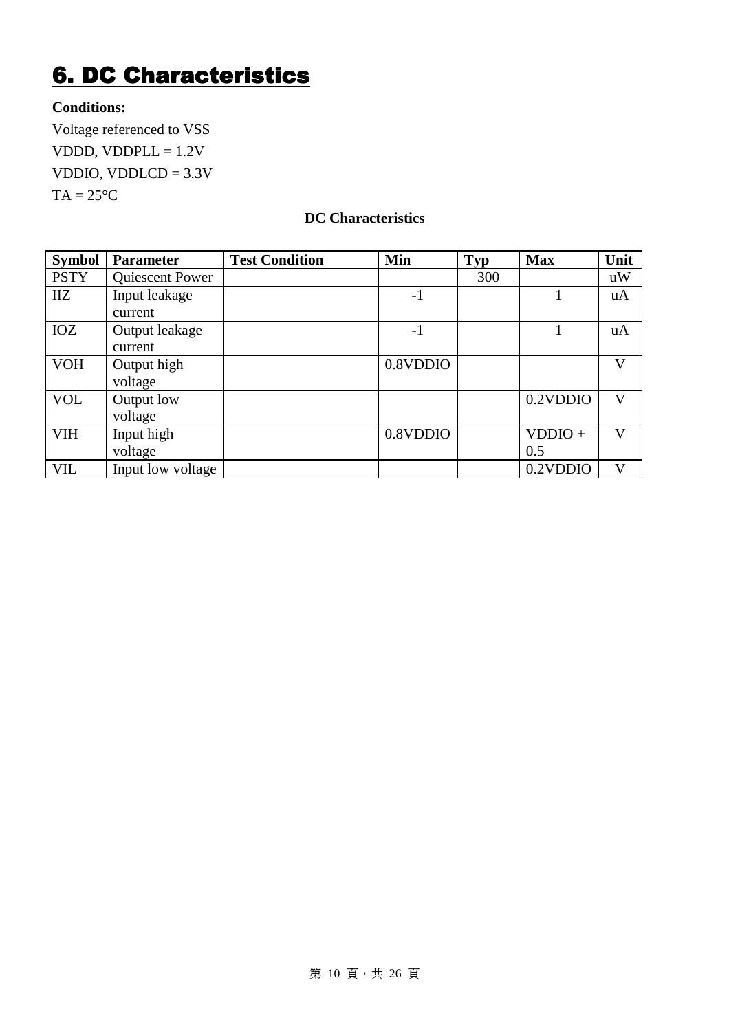# 6. DC Characteristics

**Conditions:**

Voltage referenced to VSS

VDDD, VDDPLL = 1.2V

VDDIO, VDDLCD = 3.3V

TA = 25°C

**DC Characteristics**

| Symbol | Parameter | Test Condition | Min | Typ | Max | Unit |
|---|---|---|---|---|---|---|
| PSTY | Quiescent Power | | | 300 | | uW |
| IIZ | Input leakage current | | -1 | | 1 | uA |
| IOZ | Output leakage current | | -1 | | 1 | uA |
| VOH | Output high voltage | | 0.8VDDIO | | | V |
| VOL | Output low voltage | | | | 0.2VDDIO | V |
| VIH | Input high voltage | | 0.8VDDIO | | VDDIO + 0.5 | V |
| VIL | Input low voltage | | | | 0.2VDDIO | V |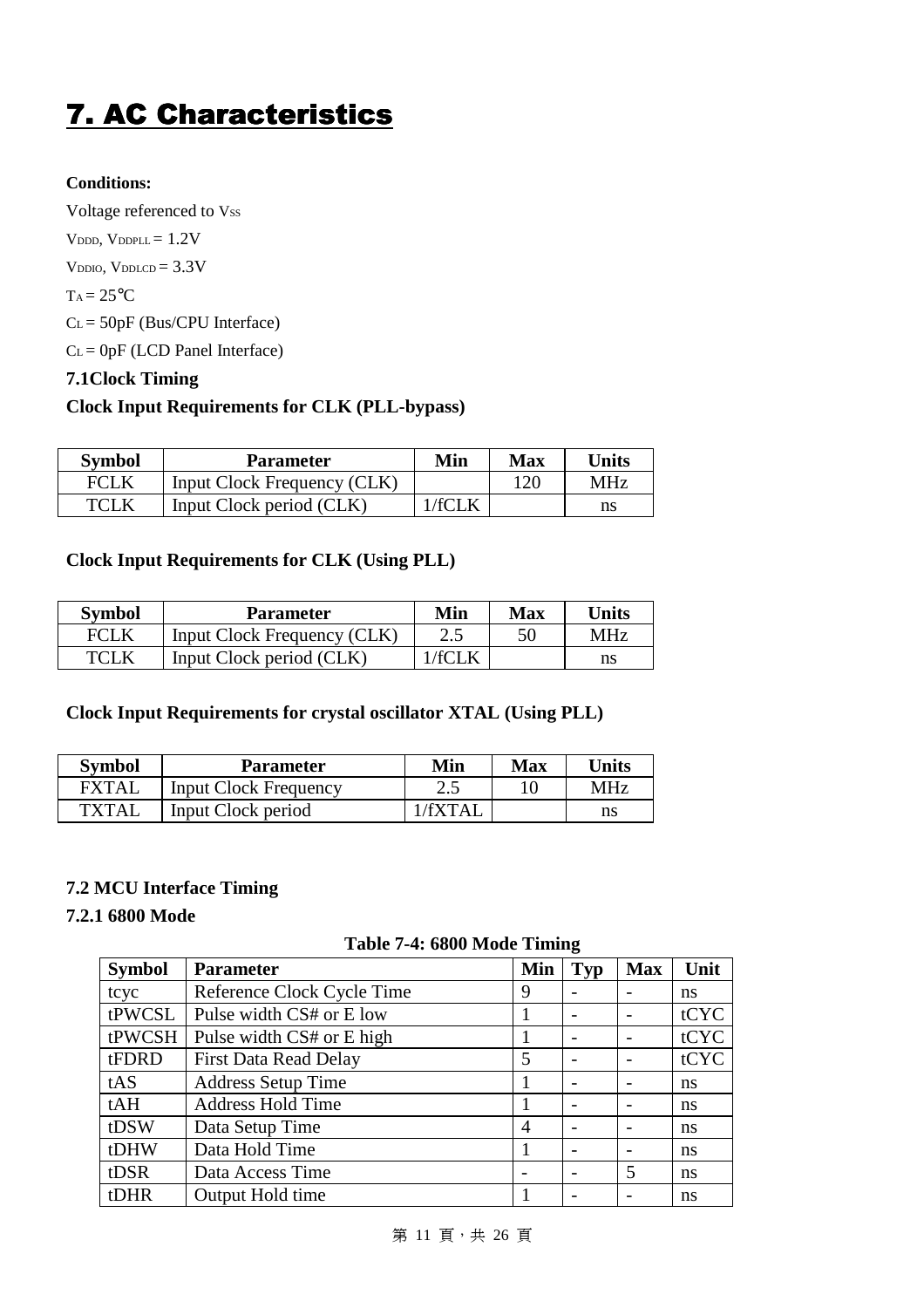# 7. AC Characteristics

**Conditions:**

Voltage referenced to $V_{SS}$

$V_{DDD}$, $V_{DDPLL}$ = 1.2V

$V_{DDIO}$, $V_{DDLCD}$ = 3.3V

$T_A$ = 25℃

$C_L$ = 50pF (Bus/CPU Interface)

$C_L$ = 0pF (LCD Panel Interface)

## 7.1Clock Timing

**Clock Input Requirements for CLK (PLL-bypass)**

| Symbol | Parameter | Min | Max | Units |
|---|---|---|---|---|
| FCLK | Input Clock Frequency (CLK) | | 120 | MHz |
| TCLK | Input Clock period (CLK) | 1/fCLK | | ns |

**Clock Input Requirements for CLK (Using PLL)**

| Symbol | Parameter | Min | Max | Units |
|---|---|---|---|---|
| FCLK | Input Clock Frequency (CLK) | 2.5 | 50 | MHz |
| TCLK | Input Clock period (CLK) | 1/fCLK | | ns |

**Clock Input Requirements for crystal oscillator XTAL (Using PLL)**

| Symbol | Parameter | Min | Max | Units |
|---|---|---|---|---|
| FXTAL | Input Clock Frequency | 2.5 | 10 | MHz |
| TXTAL | Input Clock period | 1/fXTAL | | ns |

## 7.2 MCU Interface Timing

### 7.2.1 6800 Mode

**Table 7-4: 6800 Mode Timing**

| Symbol | Parameter | Min | Typ | Max | Unit |
|---|---|---|---|---|---|
| tcyc | Reference Clock Cycle Time | 9 | - | - | ns |
| tPWCSL | Pulse width CS# or E low | 1 | - | - | tCYC |
| tPWCSH | Pulse width CS# or E high | 1 | - | - | tCYC |
| tFDRD | First Data Read Delay | 5 | - | - | tCYC |
| tAS | Address Setup Time | 1 | - | - | ns |
| tAH | Address Hold Time | 1 | - | - | ns |
| tDSW | Data Setup Time | 4 | - | - | ns |
| tDHW | Data Hold Time | 1 | - | - | ns |
| tDSR | Data Access Time | - | - | 5 | ns |
| tDHR | Output Hold time | 1 | - | - | ns |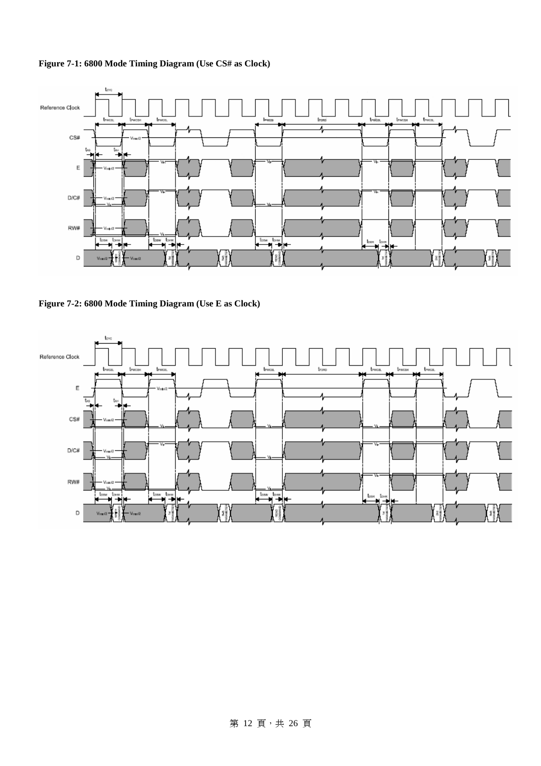**Figure 7-1: 6800 Mode Timing Diagram (Use CS# as Clock)**

**Figure 7-2: 6800 Mode Timing Diagram (Use E as Clock)**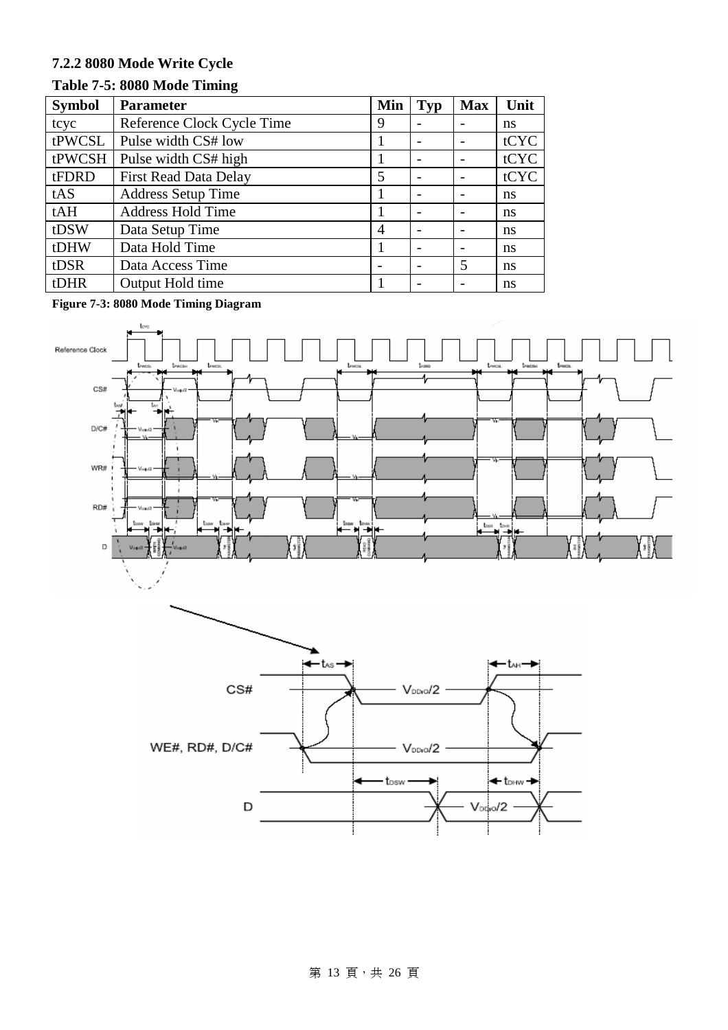### 7.2.2 8080 Mode Write Cycle

**Table 7-5: 8080 Mode Timing**

| Symbol | Parameter | Min | Typ | Max | Unit |
|---|---|---|---|---|---|
| tcyc | Reference Clock Cycle Time | 9 | - | - | ns |
| tPWCSL | Pulse width CS# low | 1 | - | - | tCYC |
| tPWCSH | Pulse width CS# high | 1 | - | - | tCYC |
| tFDRD | First Read Data Delay | 5 | - | - | tCYC |
| tAS | Address Setup Time | 1 | - | - | ns |
| tAH | Address Hold Time | 1 | - | - | ns |
| tDSW | Data Setup Time | 4 | - | - | ns |
| tDHW | Data Hold Time | 1 | - | - | ns |
| tDSR | Data Access Time | - | - | 5 | ns |
| tDHR | Output Hold time | 1 | - | - | ns |

**Figure 7-3: 8080 Mode Timing Diagram**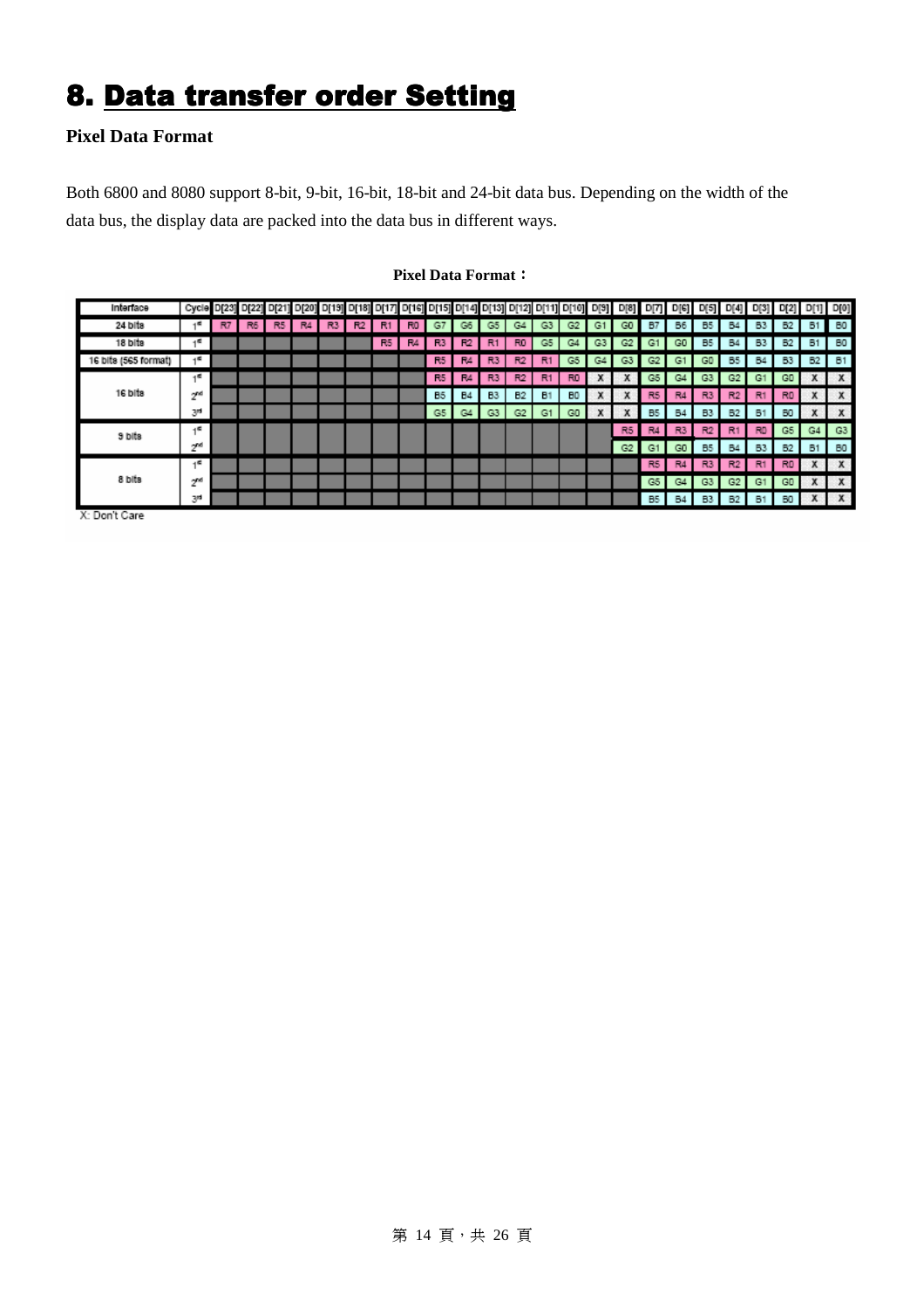# 8. Data transfer order Setting

**Pixel Data Format**

Both 6800 and 8080 support 8-bit, 9-bit, 16-bit, 18-bit and 24-bit data bus. Depending on the width of the data bus, the display data are packed into the data bus in different ways.

**Pixel Data Format：**

| Interface | Cycle | D[23] | D[22] | D[21] | D[20] | D[19] | D[18] | D[17] | D[16] | D[15] | D[14] | D[13] | D[12] | D[11] | D[10] | D[9] | D[8] | D[7] | D[6] | D[5] | D[4] | D[3] | D[2] | D[1] | D[0] |
|---|---|---|---|---|---|---|---|---|---|---|---|---|---|---|---|---|---|---|---|---|---|---|---|---|---|
| 24 bits | 1st | R7 | R6 | R5 | R4 | R3 | R2 | R1 | R0 | G7 | G6 | G5 | G4 | G3 | G2 | G1 | G0 | B7 | B6 | B5 | B4 | B3 | B2 | B1 | B0 |
| 18 bits | 1st | | | | | | | R5 | R4 | R3 | R2 | R1 | R0 | G5 | G4 | G3 | G2 | G1 | G0 | B5 | B4 | B3 | B2 | B1 | B0 |
| 16 bits (565 format) | 1st | | | | | | | | | R5 | R4 | R3 | R2 | R1 | G5 | G4 | G3 | G2 | G1 | G0 | B5 | B4 | B3 | B2 | B1 |
| 16 bits | 1st | | | | | | | | | R5 | R4 | R3 | R2 | R1 | R0 | X | X | G5 | G4 | G3 | G2 | G1 | G0 | X | X |
| | 2nd | | | | | | | | | B5 | B4 | B3 | B2 | B1 | B0 | X | X | R5 | R4 | R3 | R2 | R1 | R0 | X | X |
| | 3rd | | | | | | | | | G5 | G4 | G3 | G2 | G1 | G0 | X | X | B5 | B4 | B3 | B2 | B1 | B0 | X | X |
| 9 bits | 1st | | | | | | | | | | | | | | | | R5 | R4 | R3 | R2 | R1 | R0 | G5 | G4 | G3 |
| | 2nd | | | | | | | | | | | | | | | | G2 | G1 | G0 | B5 | B4 | B3 | B2 | B1 | B0 |
| 8 bits | 1st | | | | | | | | | | | | | | | | | R5 | R4 | R3 | R2 | R1 | R0 | X | X |
| | 2nd | | | | | | | | | | | | | | | | | G5 | G4 | G3 | G2 | G1 | G0 | X | X |
| | 3rd | | | | | | | | | | | | | | | | | B5 | B4 | B3 | B2 | B1 | B0 | X | X |

X: Don't Care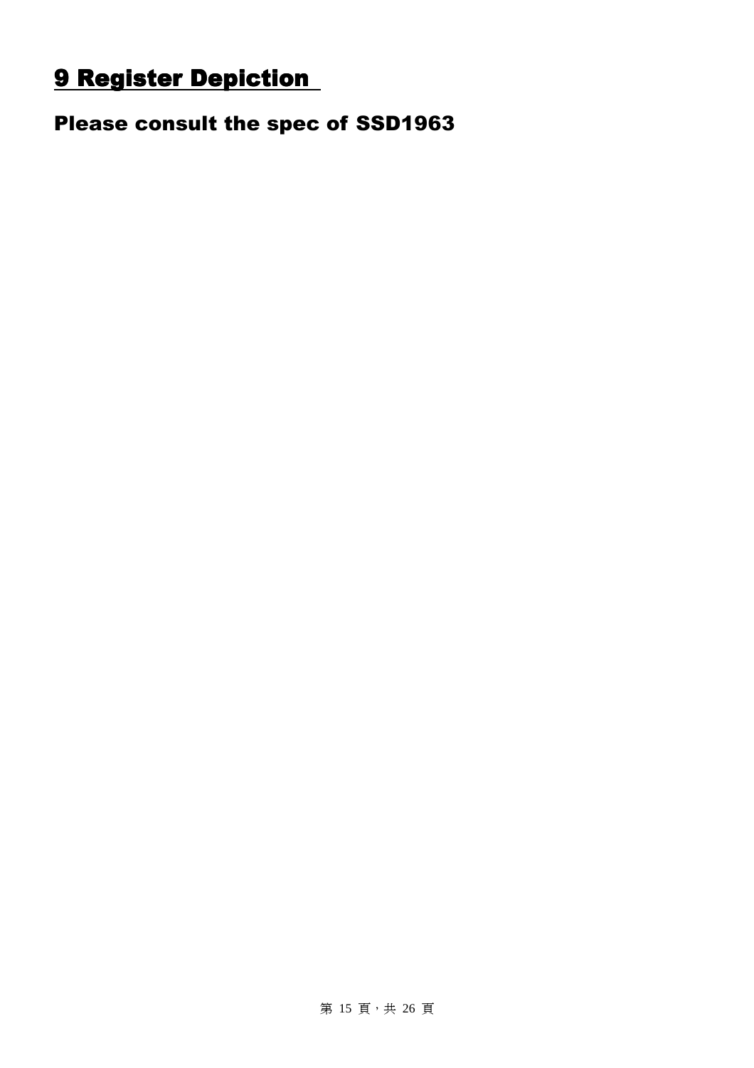# 9 Register Depiction

## Please consult the spec of SSD1963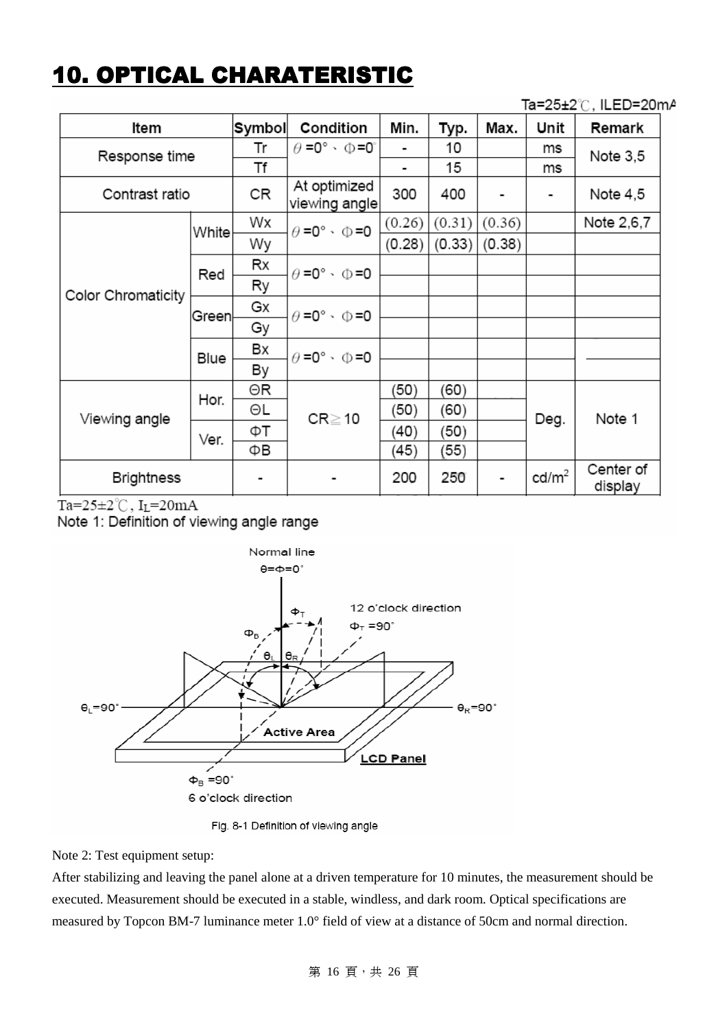# 10. OPTICAL CHARATERISTIC

Ta=25±2℃, ILED=20mA

| Item | | Symbol | Condition | Min. | Typ. | Max. | Unit | Remark |
|---|---|---|---|---|---|---|---|---|
| Response time | | Tr | θ =0°、Φ=0° | - | 10 | | ms | Note 3,5 |
| | | Tf | | - | 15 | | ms | |
| Contrast ratio | | CR | At optimized viewing angle | 300 | 400 | - | - | Note 4,5 |
| Color Chromaticity | White | Wx | θ =0°、Φ=0 | (0.26) | (0.31) | (0.36) | | Note 2,6,7 |
| | | Wy | | (0.28) | (0.33) | (0.38) | | |
| | Red | Rx | θ =0°、Φ=0 | | | | | |
| | | Ry | | | | | | |
| | Green | Gx | θ =0°、Φ=0 | | | | | |
| | | Gy | | | | | | |
| | Blue | Bx | θ =0°、Φ=0 | | | | | |
| | | By | | | | | | |
| Viewing angle | Hor. | ΘR | CR≧10 | (50) | (60) | | Deg. | Note 1 |
| | | ΘL | | (50) | (60) | | | |
| | Ver. | ΦT | | (40) | (50) | | | |
| | | ΦB | | (45) | (55) | | | |
| Brightness | | - | - | 200 | 250 | - | cd/m² | Center of display |

Ta=25±2℃, $I_L$=20mA

Note 1: Definition of viewing angle range

Fig. 8-1 Definition of viewing angle

Note 2: Test equipment setup:

After stabilizing and leaving the panel alone at a driven temperature for 10 minutes, the measurement should be executed. Measurement should be executed in a stable, windless, and dark room. Optical specifications are measured by Topcon BM-7 luminance meter 1.0° field of view at a distance of 50cm and normal direction.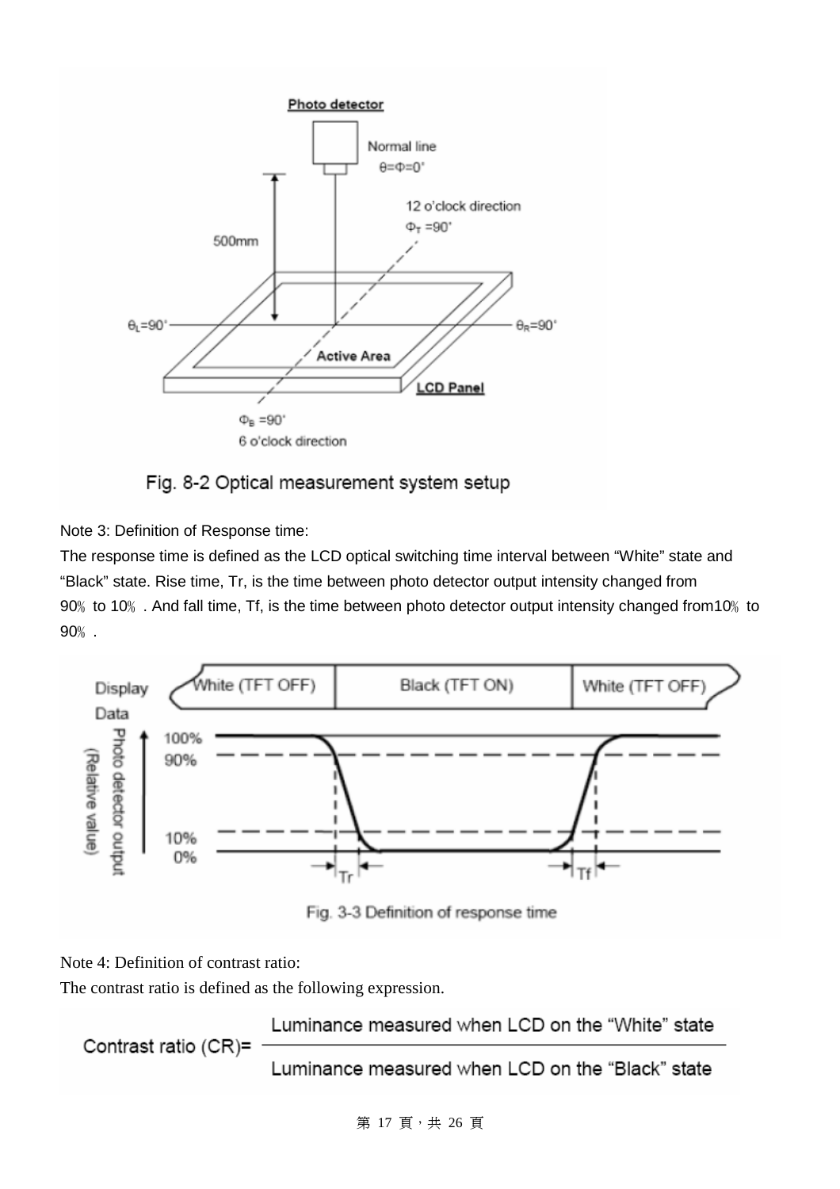Fig. 8-2 Optical measurement system setup

Note 3: Definition of Response time:

The response time is defined as the LCD optical switching time interval between “White” state and “Black” state. Rise time, Tr, is the time between photo detector output intensity changed from 90％ to 10％ . And fall time, Tf, is the time between photo detector output intensity changed from10％ to 90％ .

Fig. 3-3 Definition of response time

Note 4: Definition of contrast ratio:

The contrast ratio is defined as the following expression.

$$\text{Contrast ratio (CR)} = \frac{\text{Luminance measured when LCD on the “White” state}}{\text{Luminance measured when LCD on the “Black” state}}$$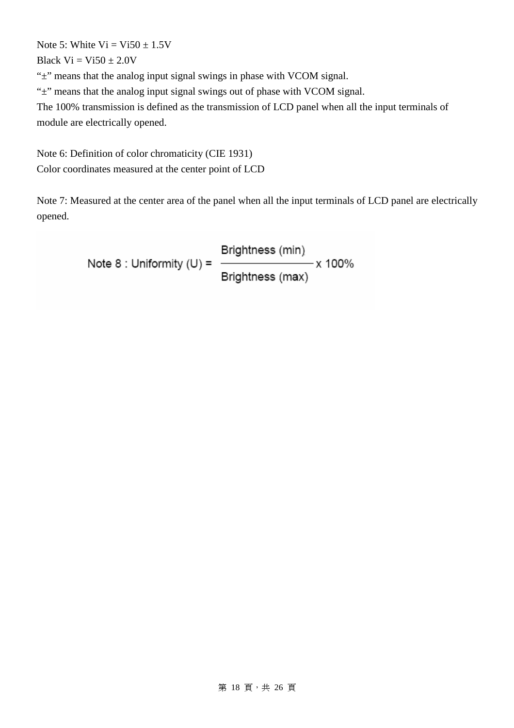Note 5: White Vi = Vi50 ± 1.5V

Black Vi = Vi50 ± 2.0V

"±" means that the analog input signal swings in phase with VCOM signal.

"±" means that the analog input signal swings out of phase with VCOM signal.

The 100% transmission is defined as the transmission of LCD panel when all the input terminals of module are electrically opened.

Note 6: Definition of color chromaticity (CIE 1931)

Color coordinates measured at the center point of LCD

Note 7: Measured at the center area of the panel when all the input terminals of LCD panel are electrically opened.

Note 8 : Uniformity (U) = $\frac{\text{Brightness (min)}}{\text{Brightness (max)}} \times 100\%$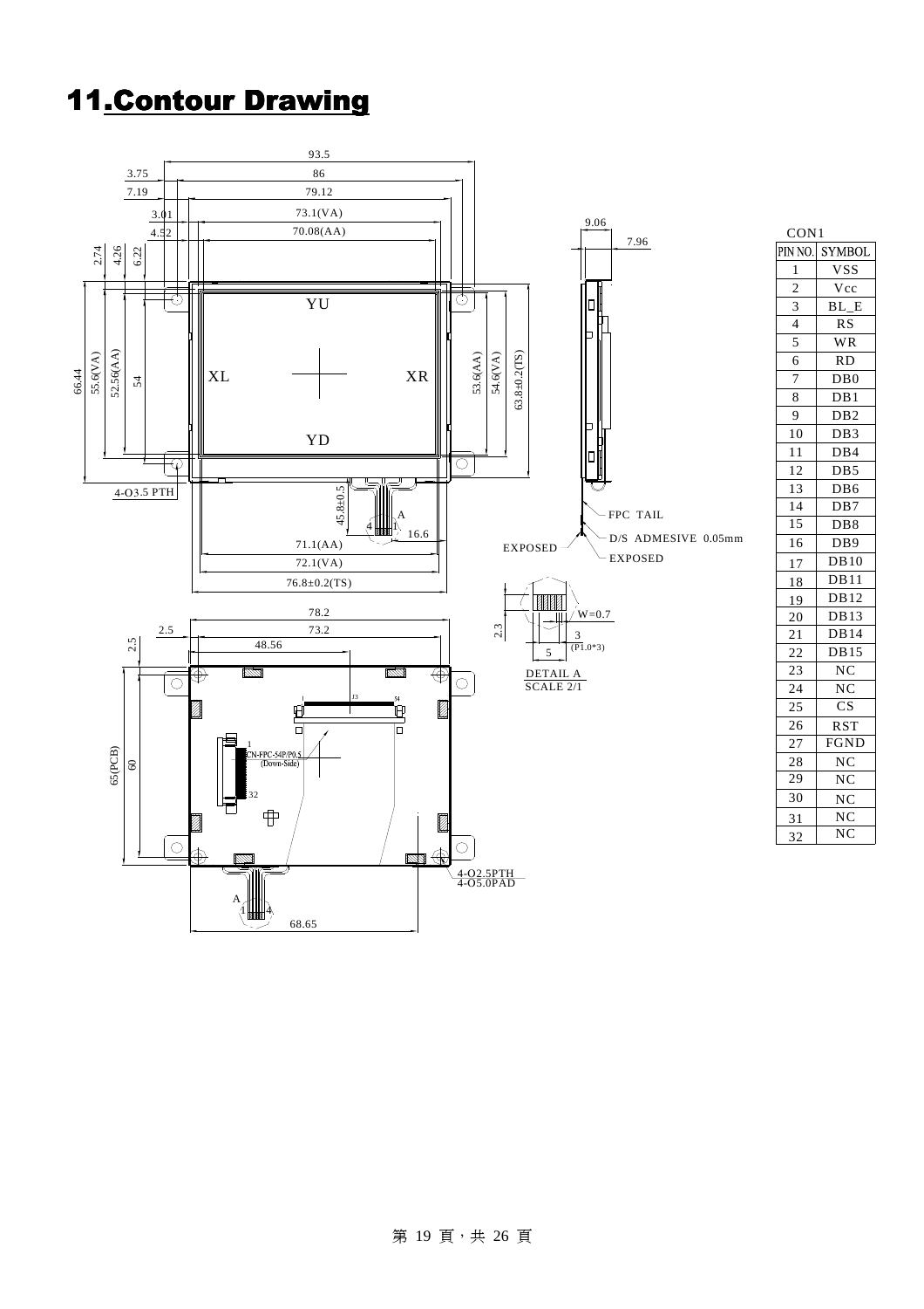# 11.Contour Drawing

CON1

| PIN NO. | SYMBOL |
|---|---|
| 1 | VSS |
| 2 | Vcc |
| 3 | BL_E |
| 4 | RS |
| 5 | WR |
| 6 | RD |
| 7 | DB0 |
| 8 | DB1 |
| 9 | DB2 |
| 10 | DB3 |
| 11 | DB4 |
| 12 | DB5 |
| 13 | DB6 |
| 14 | DB7 |
| 15 | DB8 |
| 16 | DB9 |
| 17 | DB10 |
| 18 | DB11 |
| 19 | DB12 |
| 20 | DB13 |
| 21 | DB14 |
| 22 | DB15 |
| 23 | NC |
| 24 | NC |
| 25 | CS |
| 26 | RST |
| 27 | FGND |
| 28 | NC |
| 29 | NC |
| 30 | NC |
| 31 | NC |
| 32 | NC |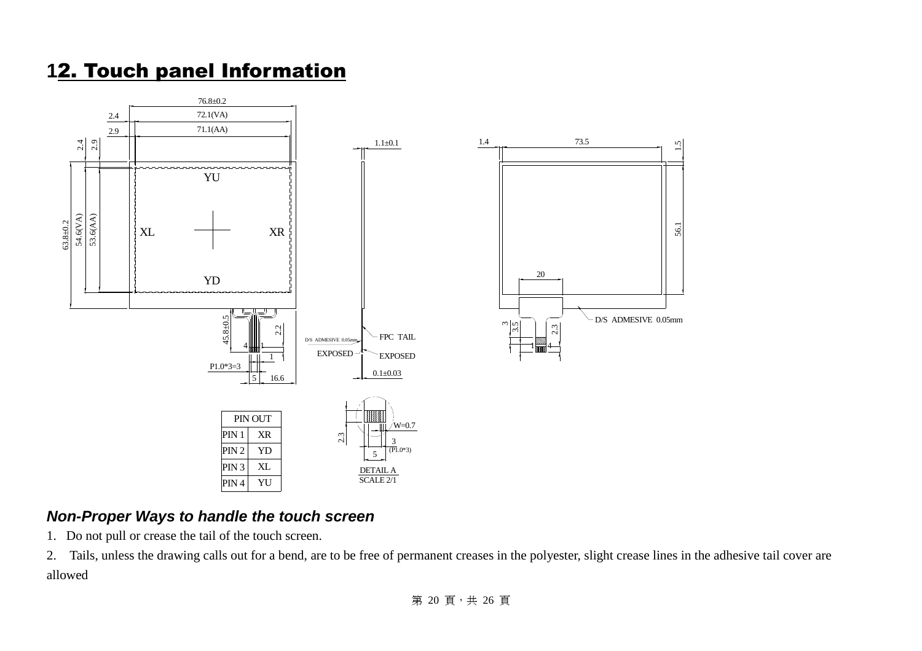# 12. Touch panel Information

| PIN OUT | |
|---|---|
| PIN 1 | XR |
| PIN 2 | YD |
| PIN 3 | XL |
| PIN 4 | YU |

### *Non-Proper Ways to handle the touch screen*

1. Do not pull or crease the tail of the touch screen.
2. Tails, unless the drawing calls out for a bend, are to be free of permanent creases in the polyester, slight crease lines in the adhesive tail cover are allowed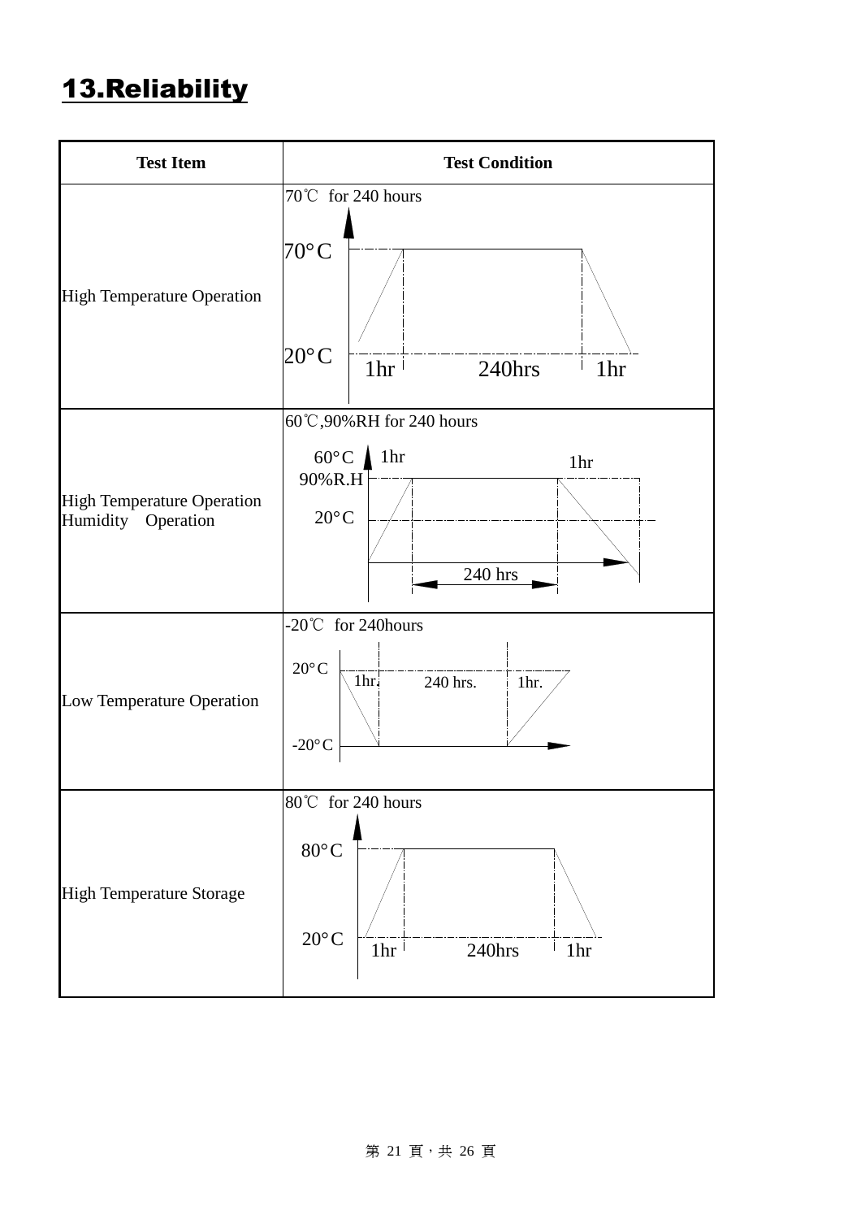## 13.Reliability

| Test Item | Test Condition |
|---|---|
| High Temperature Operation | 70℃ for 240 hours<br>70°C / 20°C — 1hr, 240hrs, 1hr |
| High Temperature Operation Humidity Operation | 60℃,90%RH for 240 hours<br>60°C 90%R.H / 20°C — 1hr, 240 hrs, 1hr |
| Low Temperature Operation | -20℃ for 240hours<br>20°C / -20°C — 1hr. 240 hrs. 1hr. |
| High Temperature Storage | 80℃ for 240 hours<br>80°C / 20°C — 1hr, 240hrs, 1hr |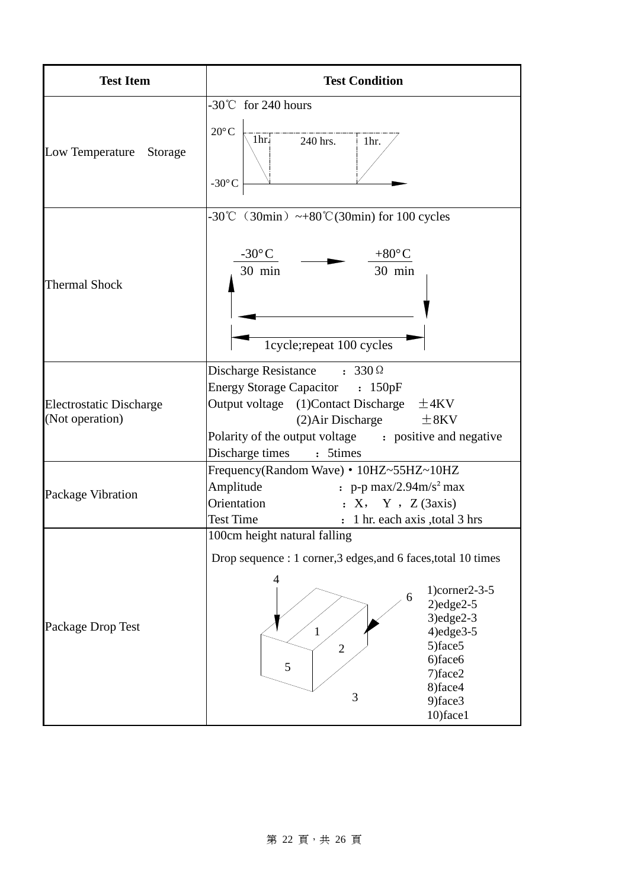| Test Item | Test Condition |
| --- | --- |
| Low Temperature Storage | -30℃ for 240 hours<br>20°C / -30°C; 1hr. / 240 hrs. / 1hr. |
| Thermal Shock | -30℃（30min）~+80℃(30min) for 100 cycles<br>-30°C 30 min → +80°C 30 min<br>1cycle;repeat 100 cycles |
| Electrostatic Discharge (Not operation) | Discharge Resistance ：330Ω<br>Energy Storage Capacitor ：150pF<br>Output voltage (1)Contact Discharge ±4KV<br>(2)Air Discharge ±8KV<br>Polarity of the output voltage ：positive and negative<br>Discharge times ：5times |
| Package Vibration | Frequency(Random Wave)：10HZ~55HZ~10HZ<br>Amplitude ：p-p max/2.94m/$s^2$ max<br>Orientation ：X， Y ，Z (3axis)<br>Test Time ：1 hr. each axis ,total 3 hrs |
| Package Drop Test | 100cm height natural falling<br>Drop sequence : 1 corner,3 edges,and 6 faces,total 10 times<br>1)corner2-3-5<br>2)edge2-5<br>3)edge2-3<br>4)edge3-5<br>5)face5<br>6)face6<br>7)face2<br>8)face4<br>9)face3<br>10)face1 |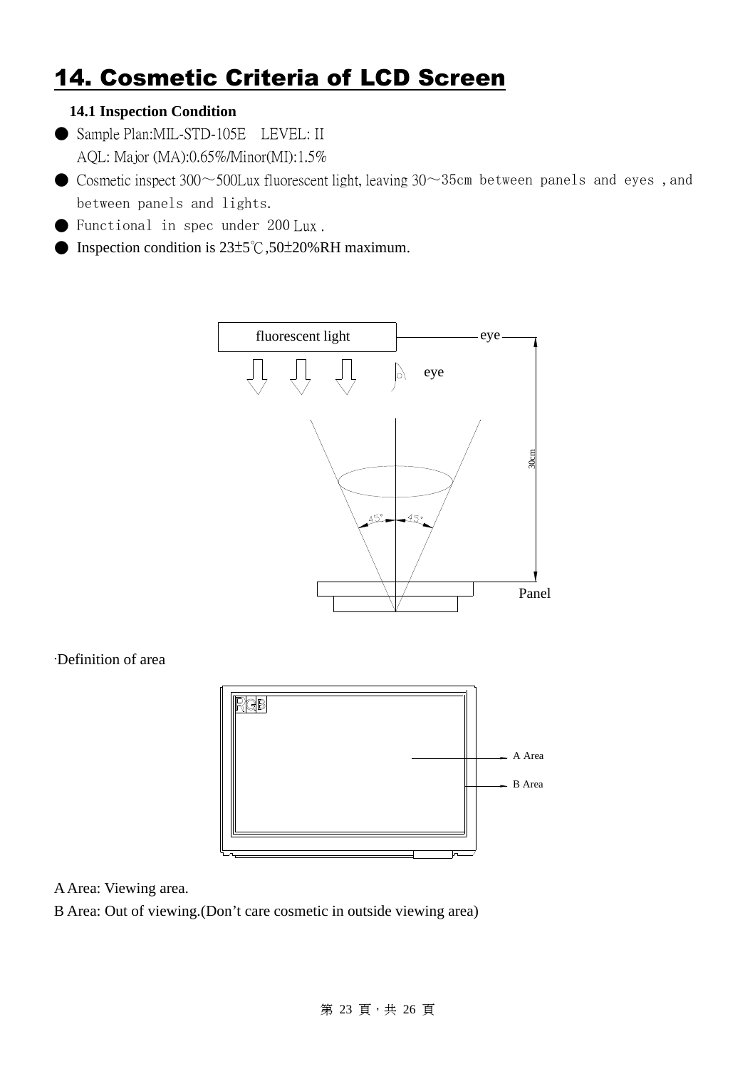# 14. Cosmetic Criteria of LCD Screen

**14.1 Inspection Condition**

- Sample Plan:MIL-STD-105E　LEVEL: II
  AQL: Major (MA):0.65%/Minor(MI):1.5%
- Cosmetic inspect 300～500Lux fluorescent light, leaving 30～35cm between panels and eyes , and between panels and lights.
- Functional in spec under 200 Lux .
- Inspection condition is 23±5℃,50±20%RH maximum.

·Definition of area

A Area: Viewing area.

B Area: Out of viewing.(Don't care cosmetic in outside viewing area)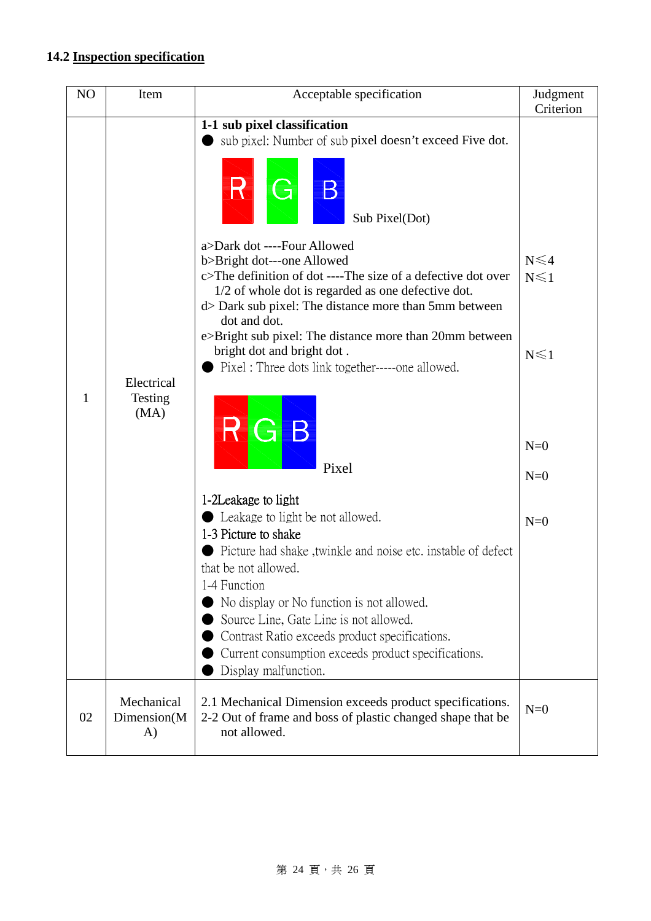### 14.2 Inspection specification

| NO | Item | Acceptable specification | Judgment Criterion |
|---|---|---|---|
| 1 | Electrical Testing (MA) | **1-1 sub pixel classification**<br>● sub pixel: Number of sub pixel doesn't exceed Five dot.<br>R G B Sub Pixel(Dot)<br>a>Dark dot ----Four Allowed<br>b>Bright dot---one Allowed<br>c>The definition of dot ----The size of a defective dot over 1/2 of whole dot is regarded as one defective dot.<br>d> Dark sub pixel: The distance more than 5mm between dot and dot.<br>e>Bright sub pixel: The distance more than 20mm between bright dot and bright dot .<br>● Pixel : Three dots link together-----one allowed.<br>RGB Pixel<br>1-2Leakage to light<br>● Leakage to light be not allowed.<br>1-3 Picture to shake<br>● Picture had shake ,twinkle and noise etc. instable of defect that be not allowed.<br>1-4 Function<br>● No display or No function is not allowed.<br>● Source Line, Gate Line is not allowed.<br>● Contrast Ratio exceeds product specifications.<br>● Current consumption exceeds product specifications.<br>● Display malfunction. | N≦4<br>N≦1<br>N≦1<br>N=0<br>N=0<br>N=0 |
| 02 | Mechanical Dimension(MA) | 2.1 Mechanical Dimension exceeds product specifications.<br>2-2 Out of frame and boss of plastic changed shape that be not allowed. | N=0 |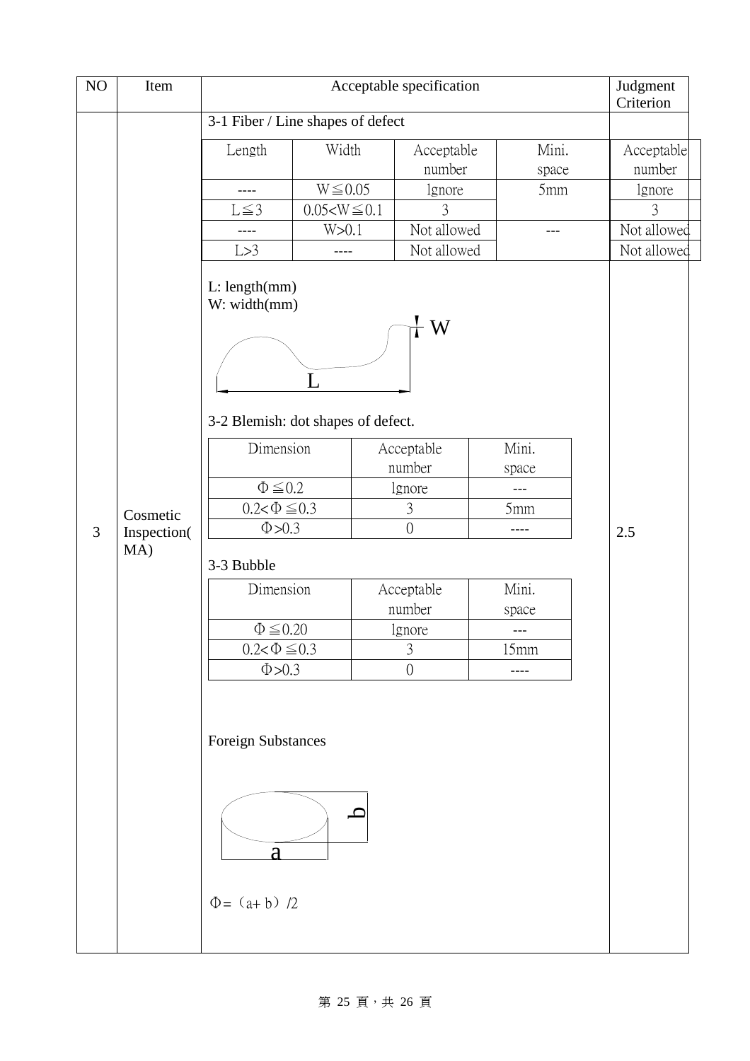| NO | Item | Acceptable specification | Judgment Criterion |
|---|---|---|---|
| 3 | Cosmetic Inspection(MA) | (see below) | 2.5 |

3-1 Fiber / Line shapes of defect

| Length | Width | Acceptable number | Mini. space | Acceptable number |
|---|---|---|---|---|
| ---- | W≦0.05 | Ignore | 5mm | Ignore |
| L≦3 | 0.05<W≦0.1 | 3 | | 3 |
| ---- | W>0.1 | Not allowed | --- | Not allowed |
| L>3 | ---- | Not allowed | | Not allowed |

L: length(mm)
W: width(mm)

3-2 Blemish: dot shapes of defect.

| Dimension | Acceptable number | Mini. space |
|---|---|---|
| Φ≦0.2 | Ignore | --- |
| 0.2<Φ≦0.3 | 3 | 5mm |
| Φ>0.3 | 0 | ---- |

3-3 Bubble

| Dimension | Acceptable number | Mini. space |
|---|---|---|
| Φ≦0.20 | Ignore | --- |
| 0.2<Φ≦0.3 | 3 | 15mm |
| Φ>0.3 | 0 | ---- |

Foreign Substances

$\Phi = (a + b)/2$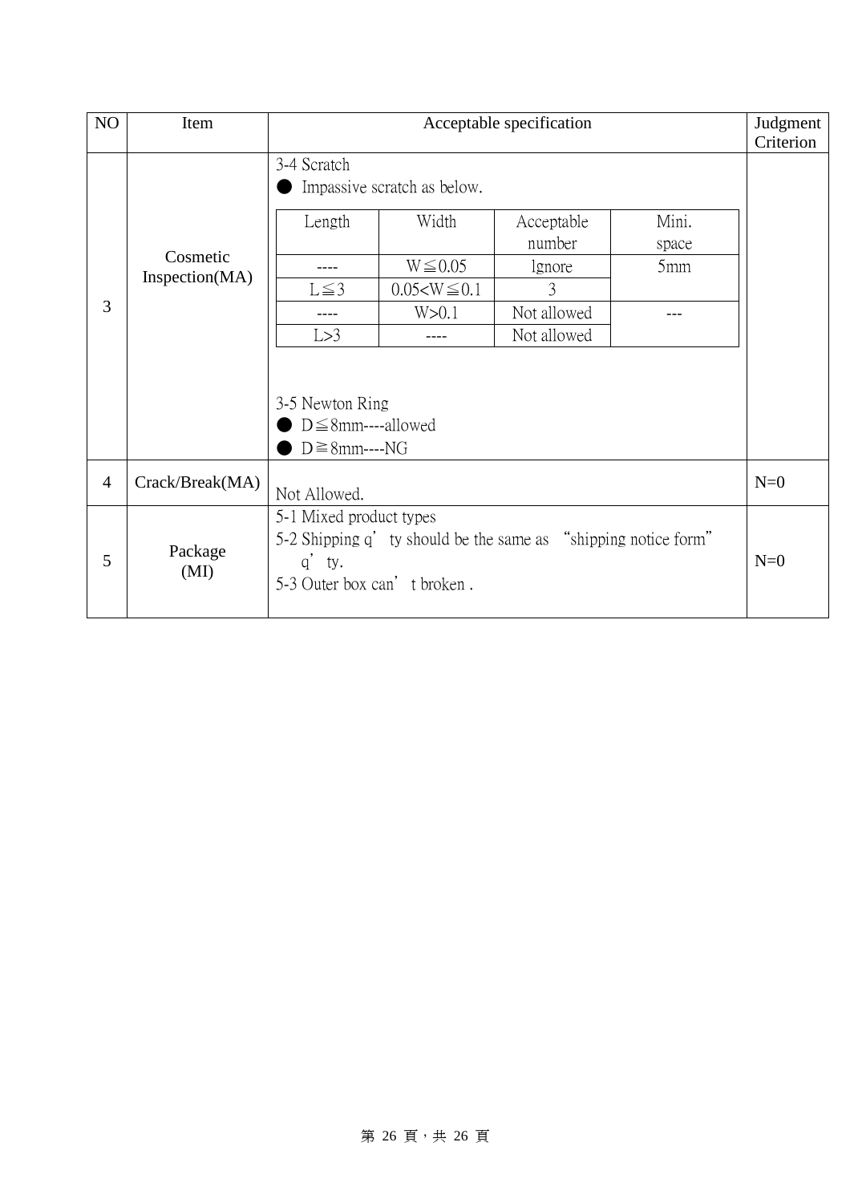| NO | Item | Acceptable specification | Judgment Criterion |
|---|---|---|---|
| 3 | Cosmetic Inspection(MA) | 3-4 Scratch<br>● Impassive scratch as below.<br><br>(see scratch table below)<br><br>3-5 Newton Ring<br>● D≦8mm----allowed<br>● D≧8mm----NG | |
| 4 | Crack/Break(MA) | Not Allowed. | N=0 |
| 5 | Package (MI) | 5-1 Mixed product types<br>5-2 Shipping q'ty should be the same as "shipping notice form" q'ty.<br>5-3 Outer box can't broken . | N=0 |

| Length | Width | Acceptable number | Mini. space |
|---|---|---|---|
| ---- | W≦0.05 | Ignore | 5mm |
| L≦3 | 0.05<W≦0.1 | 3 | |
| ---- | W>0.1 | Not allowed | --- |
| L>3 | ---- | Not allowed | |